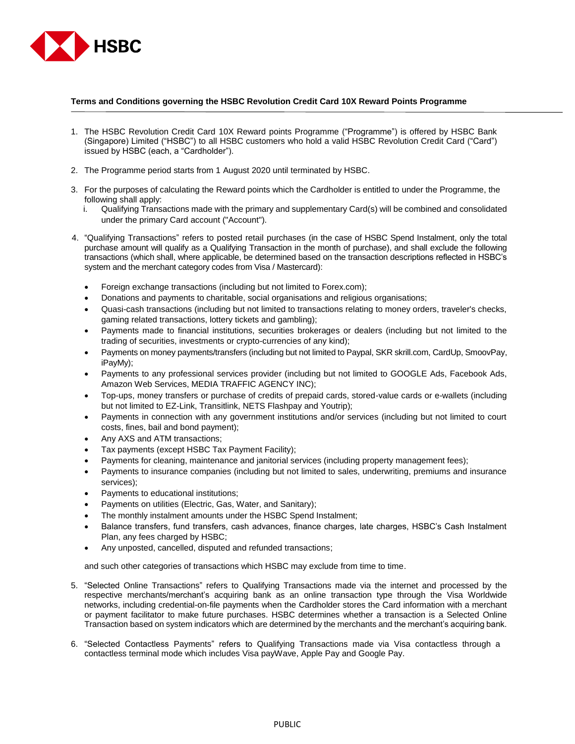**Terms and Conditions governing the HSBC Revolution Credit Card 10X Reward Points Programme**

1. The HSBC Revolution Credit Card 10X Reward points Programme ("Programme") is offered by HSBC Bank (Singapore) Limited ("HSBC") to all HSBC customers who hold a valid HSBC Revolution Credit Card ("Card") issued by HSBC (each, a "Cardholder").

2. The Programme period starts from 1 August 2020 until terminated by HSBC.

3. For the purposes of calculating the Reward points which the Cardholder is entitled to under the Programme, the following shall apply:
   i. Qualifying Transactions made with the primary and supplementary Card(s) will be combined and consolidated under the primary Card account ("Account").

4. "Qualifying Transactions" refers to posted retail purchases (in the case of HSBC Spend Instalment, only the total purchase amount will qualify as a Qualifying Transaction in the month of purchase), and shall exclude the following transactions (which shall, where applicable, be determined based on the transaction descriptions reflected in HSBC's system and the merchant category codes from Visa / Mastercard):

   - Foreign exchange transactions (including but not limited to Forex.com);
   - Donations and payments to charitable, social organisations and religious organisations;
   - Quasi-cash transactions (including but not limited to transactions relating to money orders, traveler's checks, gaming related transactions, lottery tickets and gambling);
   - Payments made to financial institutions, securities brokerages or dealers (including but not limited to the trading of securities, investments or crypto-currencies of any kind);
   - Payments on money payments/transfers (including but not limited to Paypal, SKR skrill.com, CardUp, SmoovPay, iPayMy);
   - Payments to any professional services provider (including but not limited to GOOGLE Ads, Facebook Ads, Amazon Web Services, MEDIA TRAFFIC AGENCY INC);
   - Top-ups, money transfers or purchase of credits of prepaid cards, stored-value cards or e-wallets (including but not limited to EZ-Link, Transitlink, NETS Flashpay and Youtrip);
   - Payments in connection with any government institutions and/or services (including but not limited to court costs, fines, bail and bond payment);
   - Any AXS and ATM transactions;
   - Tax payments (except HSBC Tax Payment Facility);
   - Payments for cleaning, maintenance and janitorial services (including property management fees);
   - Payments to insurance companies (including but not limited to sales, underwriting, premiums and insurance services);
   - Payments to educational institutions;
   - Payments on utilities (Electric, Gas, Water, and Sanitary);
   - The monthly instalment amounts under the HSBC Spend Instalment;
   - Balance transfers, fund transfers, cash advances, finance charges, late charges, HSBC's Cash Instalment Plan, any fees charged by HSBC;
   - Any unposted, cancelled, disputed and refunded transactions;

   and such other categories of transactions which HSBC may exclude from time to time.

5. "Selected Online Transactions" refers to Qualifying Transactions made via the internet and processed by the respective merchants/merchant's acquiring bank as an online transaction type through the Visa Worldwide networks, including credential-on-file payments when the Cardholder stores the Card information with a merchant or payment facilitator to make future purchases. HSBC determines whether a transaction is a Selected Online Transaction based on system indicators which are determined by the merchants and the merchant's acquiring bank.

6. "Selected Contactless Payments" refers to Qualifying Transactions made via Visa contactless through a contactless terminal mode which includes Visa payWave, Apple Pay and Google Pay.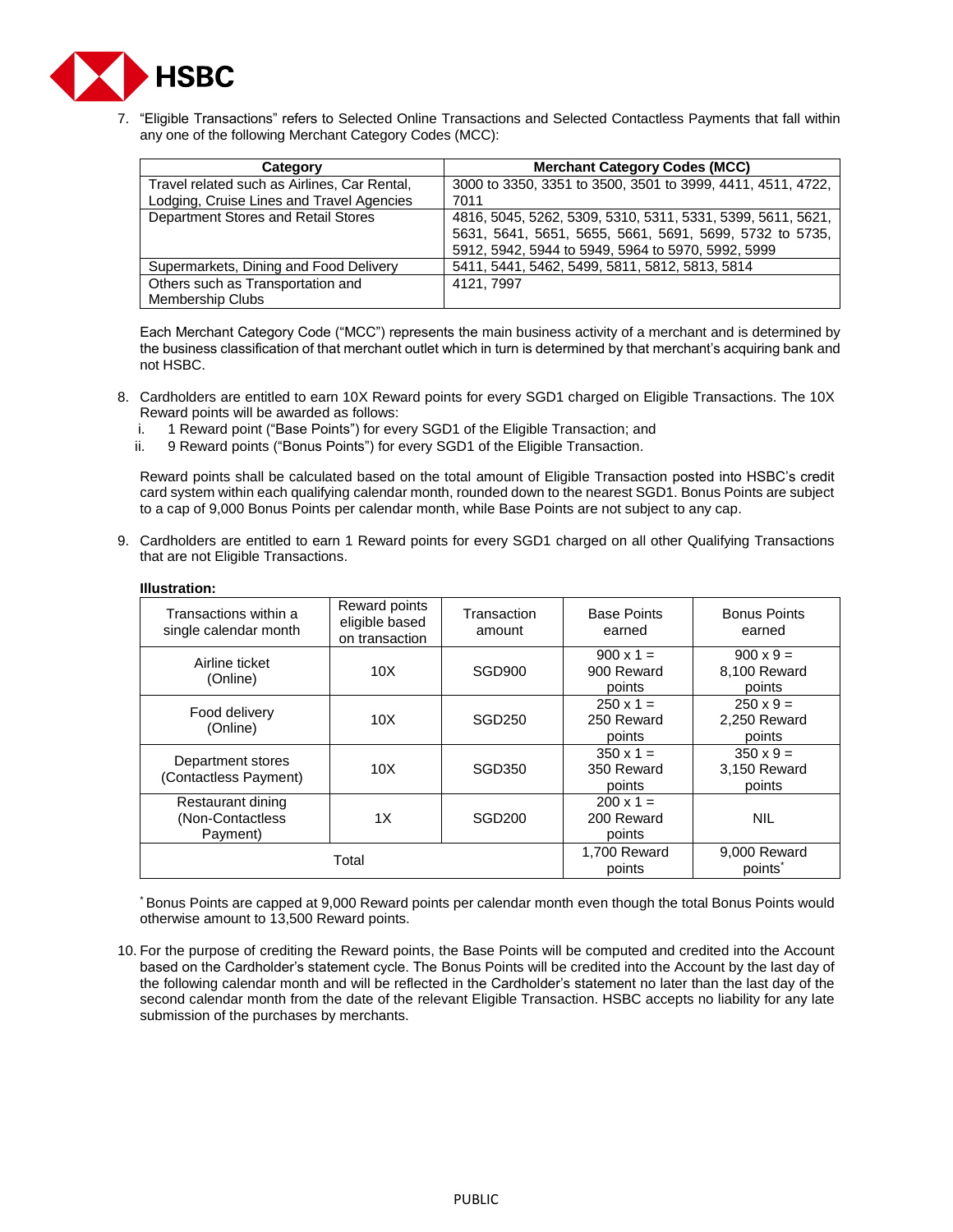7. "Eligible Transactions" refers to Selected Online Transactions and Selected Contactless Payments that fall within any one of the following Merchant Category Codes (MCC):

| Category | Merchant Category Codes (MCC) |
|---|---|
| Travel related such as Airlines, Car Rental, Lodging, Cruise Lines and Travel Agencies | 3000 to 3350, 3351 to 3500, 3501 to 3999, 4411, 4511, 4722, 7011 |
| Department Stores and Retail Stores | 4816, 5045, 5262, 5309, 5310, 5311, 5331, 5399, 5611, 5621, 5631, 5641, 5651, 5655, 5661, 5691, 5699, 5732 to 5735, 5912, 5942, 5944 to 5949, 5964 to 5970, 5992, 5999 |
| Supermarkets, Dining and Food Delivery | 5411, 5441, 5462, 5499, 5811, 5812, 5813, 5814 |
| Others such as Transportation and Membership Clubs | 4121, 7997 |

Each Merchant Category Code ("MCC") represents the main business activity of a merchant and is determined by the business classification of that merchant outlet which in turn is determined by that merchant's acquiring bank and not HSBC.

8. Cardholders are entitled to earn 10X Reward points for every SGD1 charged on Eligible Transactions. The 10X Reward points will be awarded as follows:
   i. 1 Reward point ("Base Points") for every SGD1 of the Eligible Transaction; and
   ii. 9 Reward points ("Bonus Points") for every SGD1 of the Eligible Transaction.

   Reward points shall be calculated based on the total amount of Eligible Transaction posted into HSBC's credit card system within each qualifying calendar month, rounded down to the nearest SGD1. Bonus Points are subject to a cap of 9,000 Bonus Points per calendar month, while Base Points are not subject to any cap.

9. Cardholders are entitled to earn 1 Reward points for every SGD1 charged on all other Qualifying Transactions that are not Eligible Transactions.

**Illustration:**

| Transactions within a single calendar month | Reward points eligible based on transaction | Transaction amount | Base Points earned | Bonus Points earned |
|---|---|---|---|---|
| Airline ticket (Online) | 10X | SGD900 | 900 x 1 = 900 Reward points | 900 x 9 = 8,100 Reward points |
| Food delivery (Online) | 10X | SGD250 | 250 x 1 = 250 Reward points | 250 x 9 = 2,250 Reward points |
| Department stores (Contactless Payment) | 10X | SGD350 | 350 x 1 = 350 Reward points | 350 x 9 = 3,150 Reward points |
| Restaurant dining (Non-Contactless Payment) | 1X | SGD200 | 200 x 1 = 200 Reward points | NIL |
| Total | | | 1,700 Reward points | 9,000 Reward points* |

\* Bonus Points are capped at 9,000 Reward points per calendar month even though the total Bonus Points would otherwise amount to 13,500 Reward points.

10. For the purpose of crediting the Reward points, the Base Points will be computed and credited into the Account based on the Cardholder's statement cycle. The Bonus Points will be credited into the Account by the last day of the following calendar month and will be reflected in the Cardholder's statement no later than the last day of the second calendar month from the date of the relevant Eligible Transaction. HSBC accepts no liability for any late submission of the purchases by merchants.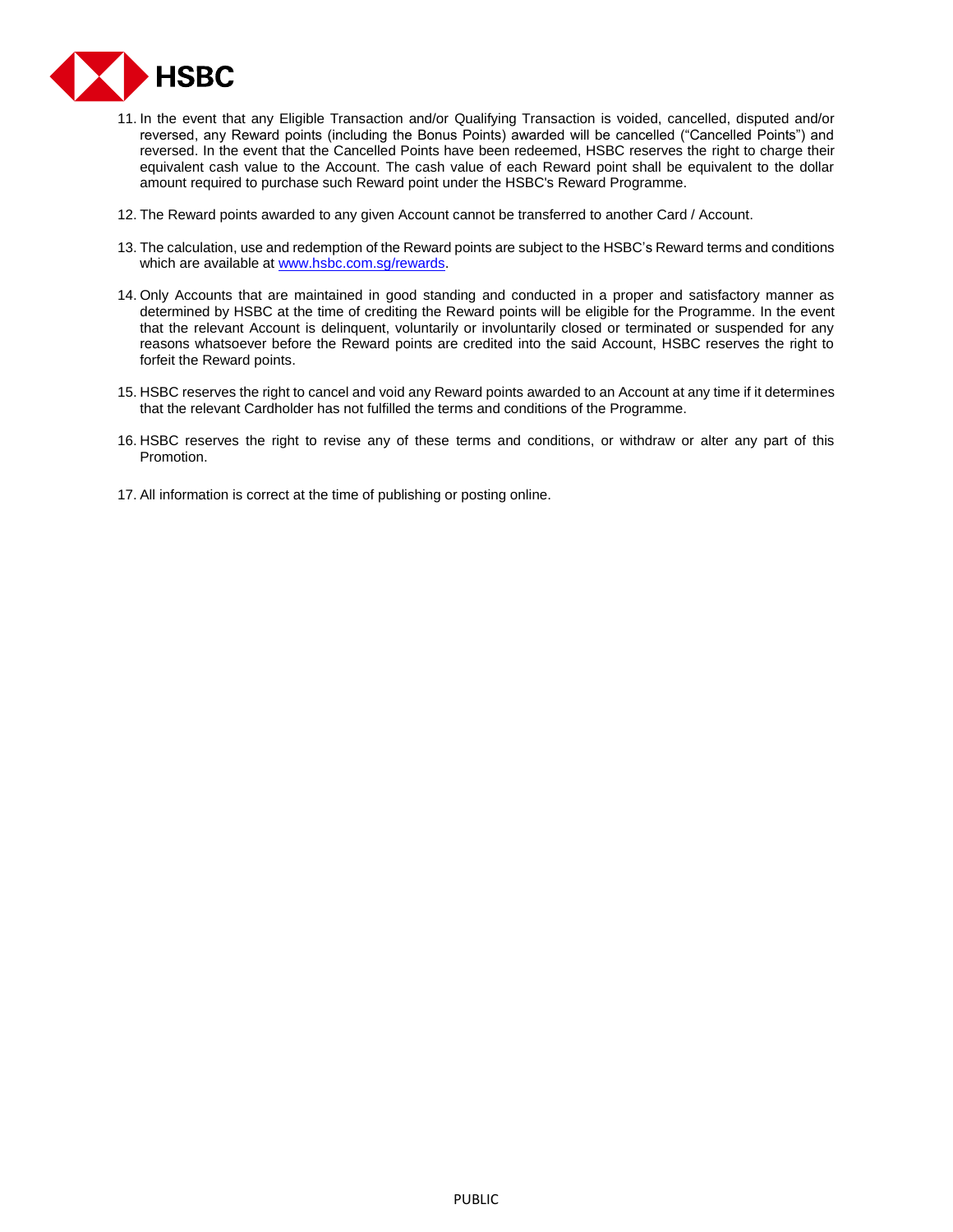11. In the event that any Eligible Transaction and/or Qualifying Transaction is voided, cancelled, disputed and/or reversed, any Reward points (including the Bonus Points) awarded will be cancelled ("Cancelled Points") and reversed. In the event that the Cancelled Points have been redeemed, HSBC reserves the right to charge their equivalent cash value to the Account. The cash value of each Reward point shall be equivalent to the dollar amount required to purchase such Reward point under the HSBC's Reward Programme.

12. The Reward points awarded to any given Account cannot be transferred to another Card / Account.

13. The calculation, use and redemption of the Reward points are subject to the HSBC's Reward terms and conditions which are available at [www.hsbc.com.sg/rewards](www.hsbc.com.sg/rewards).

14. Only Accounts that are maintained in good standing and conducted in a proper and satisfactory manner as determined by HSBC at the time of crediting the Reward points will be eligible for the Programme. In the event that the relevant Account is delinquent, voluntarily or involuntarily closed or terminated or suspended for any reasons whatsoever before the Reward points are credited into the said Account, HSBC reserves the right to forfeit the Reward points.

15. HSBC reserves the right to cancel and void any Reward points awarded to an Account at any time if it determines that the relevant Cardholder has not fulfilled the terms and conditions of the Programme.

16. HSBC reserves the right to revise any of these terms and conditions, or withdraw or alter any part of this Promotion.

17. All information is correct at the time of publishing or posting online.